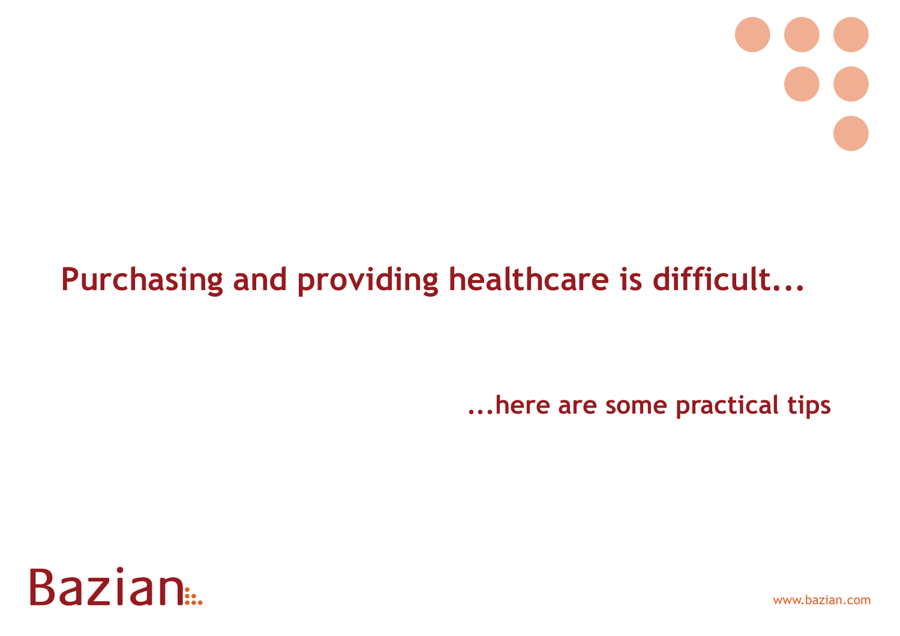# Purchasing and providing healthcare is difficult...

**...here are some practical tips**

Bazian

www.bazian.com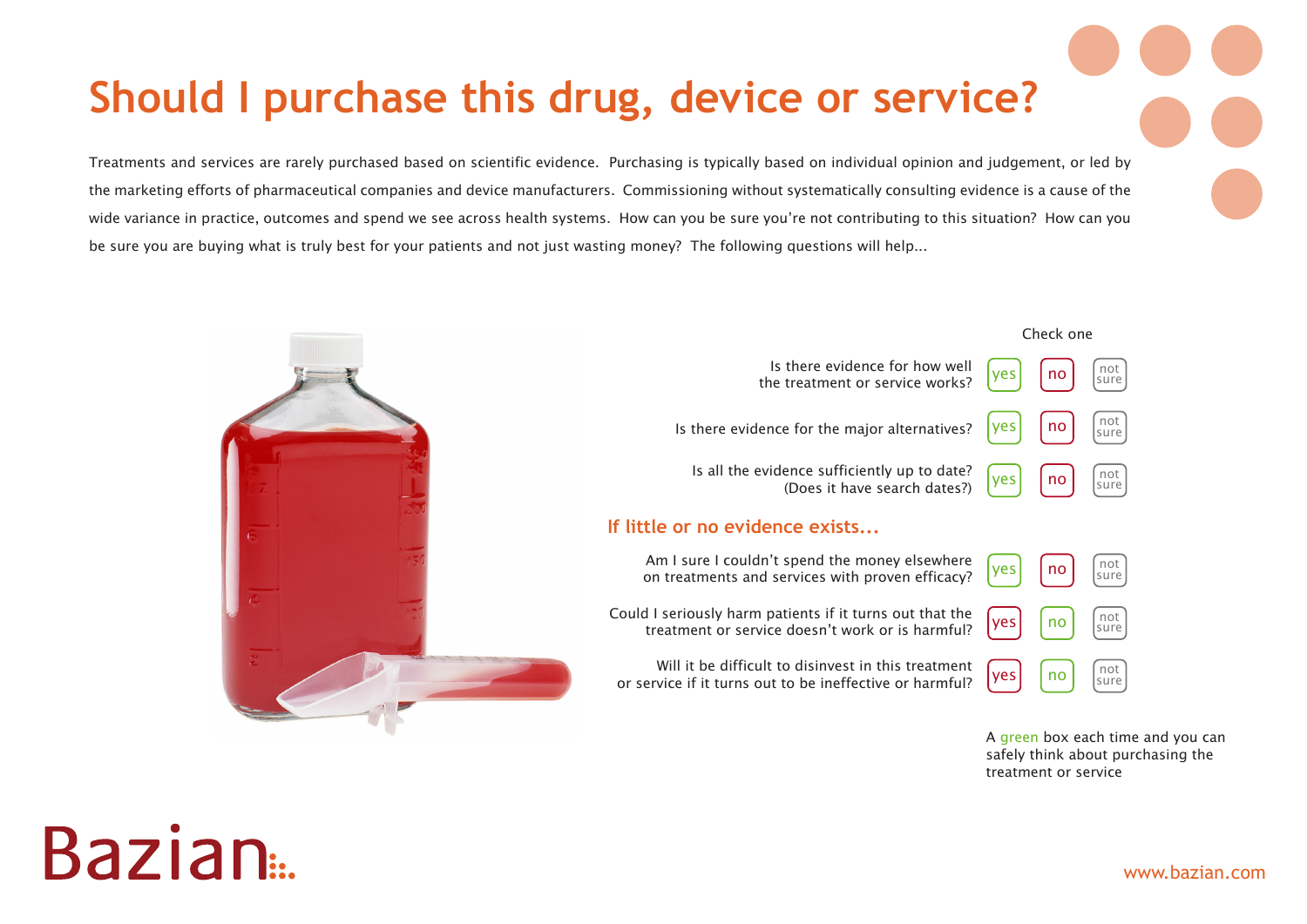# Should I purchase this drug, device or service?

Treatments and services are rarely purchased based on scientific evidence. Purchasing is typically based on individual opinion and judgement, or led by the marketing efforts of pharmaceutical companies and device manufacturers. Commissioning without systematically consulting evidence is a cause of the wide variance in practice, outcomes and spend we see across health systems. How can you be sure you're not contributing to this situation? How can you be sure you are buying what is truly best for your patients and not just wasting money? The following questions will help...

| Question | Check one | | |
|---|---|---|---|
| Is there evidence for how well the treatment or service works? | yes | no | not sure |
| Is there evidence for the major alternatives? | yes | no | not sure |
| Is all the evidence sufficiently up to date? (Does it have search dates?) | yes | no | not sure |

### If little or no evidence exists...

| Question | Check one | | |
|---|---|---|---|
| Am I sure I couldn't spend the money elsewhere on treatments and services with proven efficacy? | yes | no | not sure |
| Could I seriously harm patients if it turns out that the treatment or service doesn't work or is harmful? | yes | no | not sure |
| Will it be difficult to disinvest in this treatment or service if it turns out to be ineffective or harmful? | yes | no | not sure |

A green box each time and you can safely think about purchasing the treatment or service

Bazian

www.bazian.com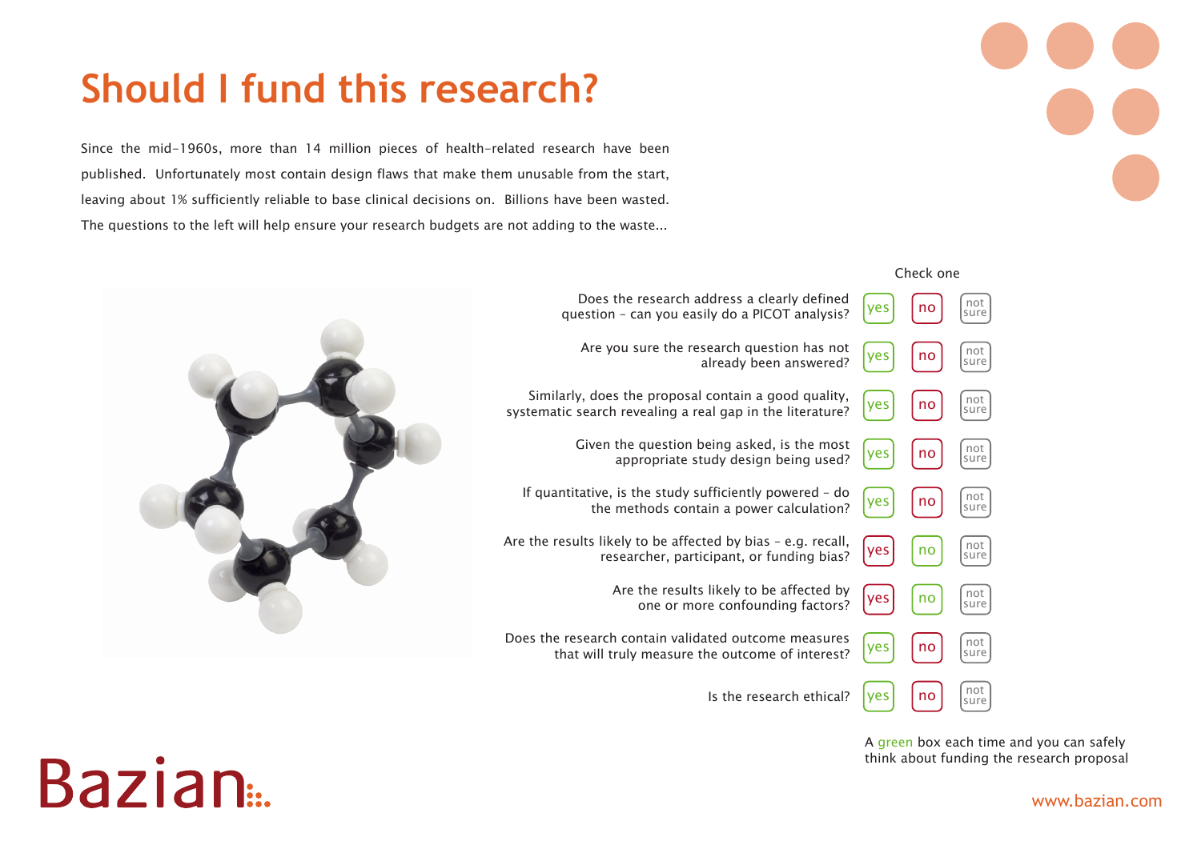# Should I fund this research?

Since the mid-1960s, more than 14 million pieces of health-related research have been published. Unfortunately most contain design flaws that make them unusable from the start, leaving about 1% sufficiently reliable to base clinical decisions on. Billions have been wasted. The questions to the left will help ensure your research budgets are not adding to the waste...

| Question | Check one | | |
|---|---|---|---|
| Does the research address a clearly defined question – can you easily do a PICOT analysis? | yes | no | not sure |
| Are you sure the research question has not already been answered? | yes | no | not sure |
| Similarly, does the proposal contain a good quality, systematic search revealing a real gap in the literature? | yes | no | not sure |
| Given the question being asked, is the most appropriate study design being used? | yes | no | not sure |
| If quantitative, is the study sufficiently powered – do the methods contain a power calculation? | yes | no | not sure |
| Are the results likely to be affected by bias – e.g. recall, researcher, participant, or funding bias? | yes | no | not sure |
| Are the results likely to be affected by one or more confounding factors? | yes | no | not sure |
| Does the research contain validated outcome measures that will truly measure the outcome of interest? | yes | no | not sure |
| Is the research ethical? | yes | no | not sure |

A green box each time and you can safely think about funding the research proposal

Bazian

www.bazian.com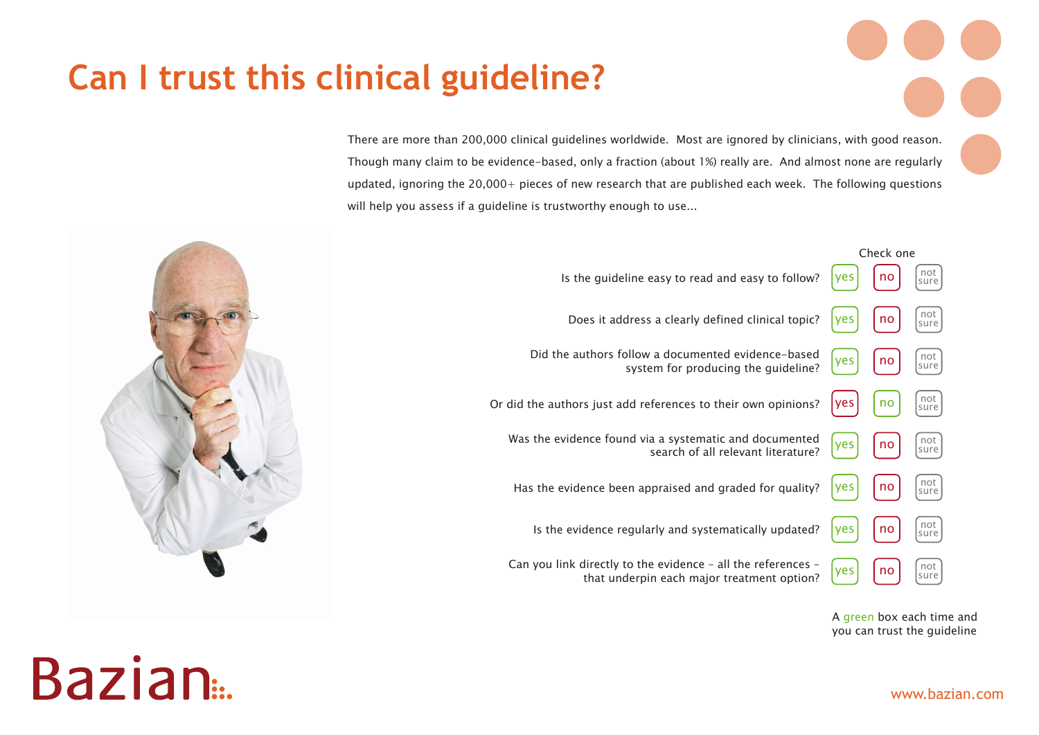# Can I trust this clinical guideline?

There are more than 200,000 clinical guidelines worldwide. Most are ignored by clinicians, with good reason. Though many claim to be evidence-based, only a fraction (about 1%) really are. And almost none are regularly updated, ignoring the 20,000+ pieces of new research that are published each week. The following questions will help you assess if a guideline is trustworthy enough to use...

| | Check one | | |
|---|---|---|---|
| Is the guideline easy to read and easy to follow? | yes | no | not sure |
| Does it address a clearly defined clinical topic? | yes | no | not sure |
| Did the authors follow a documented evidence-based system for producing the guideline? | yes | no | not sure |
| Or did the authors just add references to their own opinions? | yes | no | not sure |
| Was the evidence found via a systematic and documented search of all relevant literature? | yes | no | not sure |
| Has the evidence been appraised and graded for quality? | yes | no | not sure |
| Is the evidence regularly and systematically updated? | yes | no | not sure |
| Can you link directly to the evidence – all the references – that underpin each major treatment option? | yes | no | not sure |

A green box each time and you can trust the guideline

Bazian

www.bazian.com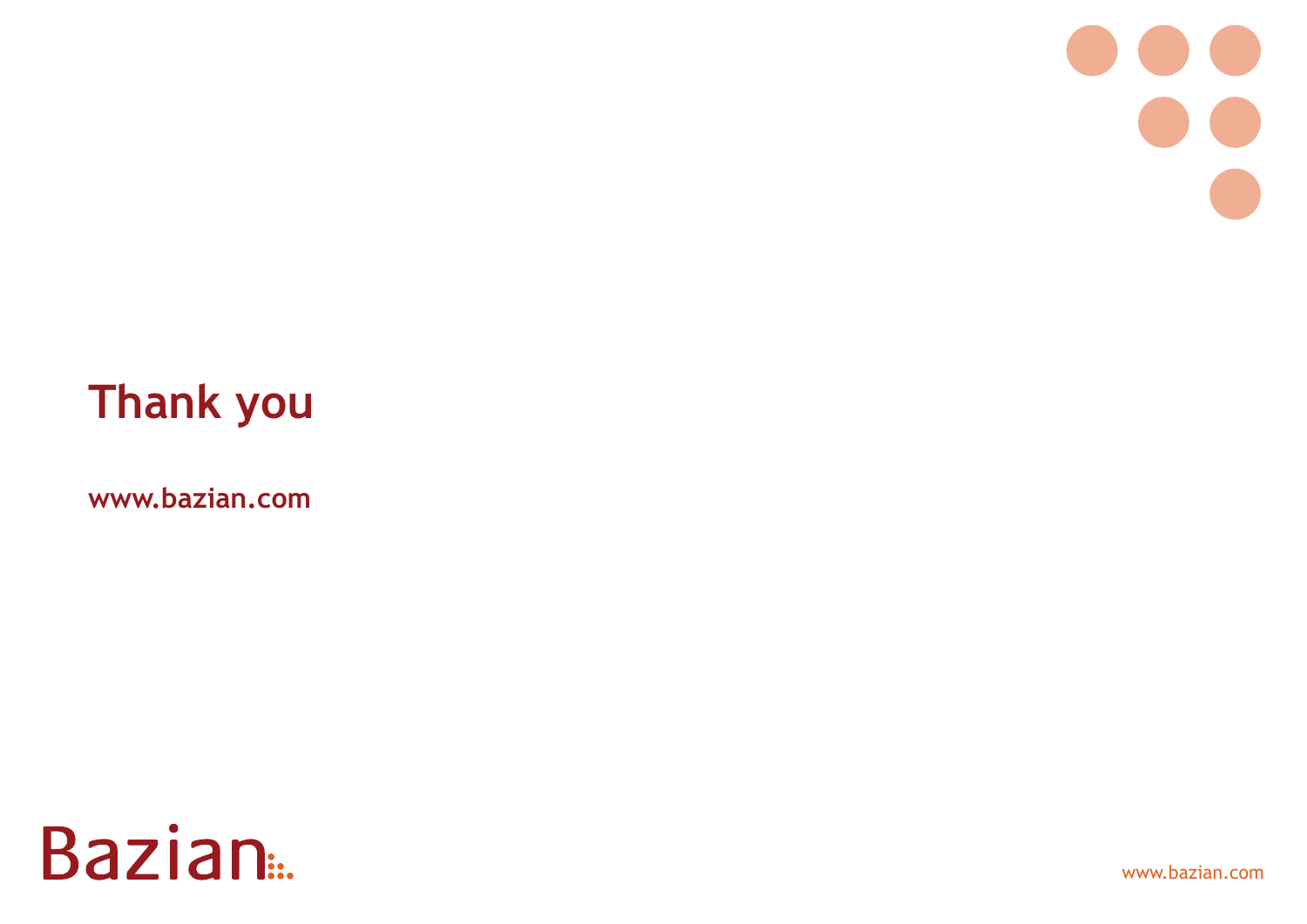# Thank you

**www.bazian.com**